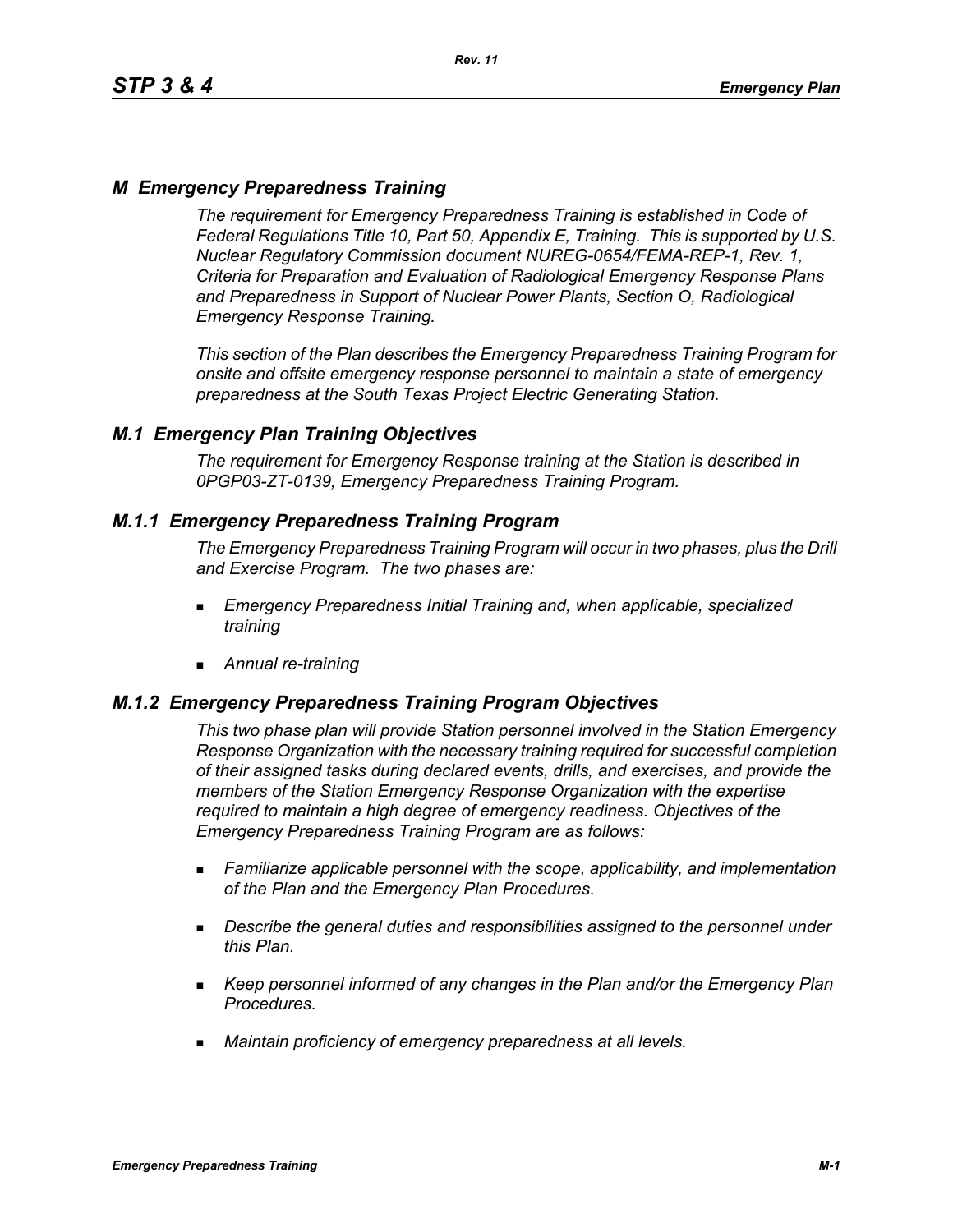## *M Emergency Preparedness Training*

*The requirement for Emergency Preparedness Training is established in Code of Federal Regulations Title 10, Part 50, Appendix E, Training. This is supported by U.S. Nuclear Regulatory Commission document NUREG-0654/FEMA-REP-1, Rev. 1, Criteria for Preparation and Evaluation of Radiological Emergency Response Plans and Preparedness in Support of Nuclear Power Plants, Section O, Radiological Emergency Response Training.*

*This section of the Plan describes the Emergency Preparedness Training Program for onsite and offsite emergency response personnel to maintain a state of emergency preparedness at the South Texas Project Electric Generating Station.*

### *M.1 Emergency Plan Training Objectives*

*The requirement for Emergency Response training at the Station is described in 0PGP03-ZT-0139, Emergency Preparedness Training Program.*

### *M.1.1 Emergency Preparedness Training Program*

*The Emergency Preparedness Training Program will occur in two phases, plus the Drill and Exercise Program. The two phases are:*

- *Emergency Preparedness Initial Training and, when applicable, specialized training*
- *Annual re-training*

### *M.1.2 Emergency Preparedness Training Program Objectives*

*This two phase plan will provide Station personnel involved in the Station Emergency Response Organization with the necessary training required for successful completion of their assigned tasks during declared events, drills, and exercises, and provide the members of the Station Emergency Response Organization with the expertise required to maintain a high degree of emergency readiness. Objectives of the Emergency Preparedness Training Program are as follows:*

- *Familiarize applicable personnel with the scope, applicability, and implementation of the Plan and the Emergency Plan Procedures.*
- *Describe the general duties and responsibilities assigned to the personnel under this Plan.*
- *Keep personnel informed of any changes in the Plan and/or the Emergency Plan Procedures.*
- *Maintain proficiency of emergency preparedness at all levels.*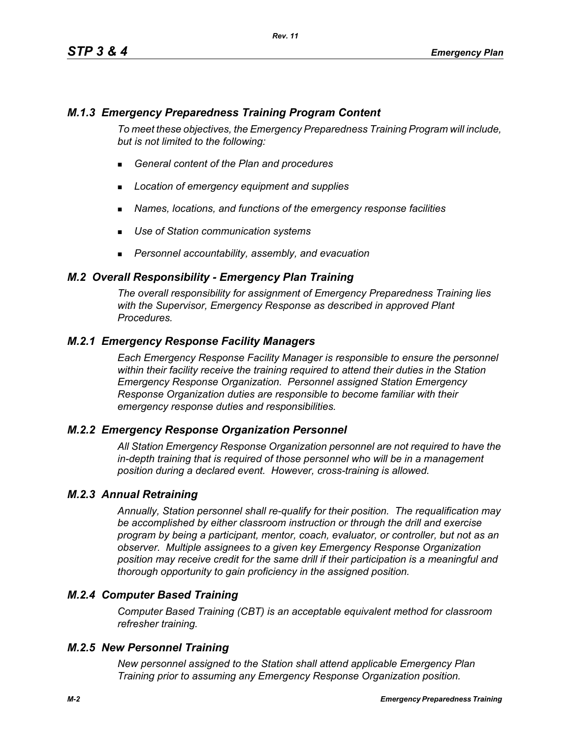### *M.1.3 Emergency Preparedness Training Program Content*

*To meet these objectives, the Emergency Preparedness Training Program will include, but is not limited to the following:*

- *General content of the Plan and procedures*
- *Location of emergency equipment and supplies*
- *Names, locations, and functions of the emergency response facilities*
- *Use of Station communication systems*
- *Personnel accountability, assembly, and evacuation*

## *M.2 Overall Responsibility - Emergency Plan Training*

*The overall responsibility for assignment of Emergency Preparedness Training lies with the Supervisor, Emergency Response as described in approved Plant Procedures.*

### *M.2.1 Emergency Response Facility Managers*

*Each Emergency Response Facility Manager is responsible to ensure the personnel within their facility receive the training required to attend their duties in the Station Emergency Response Organization. Personnel assigned Station Emergency Response Organization duties are responsible to become familiar with their emergency response duties and responsibilities.*

### *M.2.2 Emergency Response Organization Personnel*

*All Station Emergency Response Organization personnel are not required to have the in-depth training that is required of those personnel who will be in a management position during a declared event. However, cross-training is allowed.*

### *M.2.3 Annual Retraining*

*Annually, Station personnel shall re-qualify for their position. The requalification may be accomplished by either classroom instruction or through the drill and exercise program by being a participant, mentor, coach, evaluator, or controller, but not as an observer. Multiple assignees to a given key Emergency Response Organization position may receive credit for the same drill if their participation is a meaningful and thorough opportunity to gain proficiency in the assigned position.*

### *M.2.4 Computer Based Training*

*Computer Based Training (CBT) is an acceptable equivalent method for classroom refresher training.*

### *M.2.5 New Personnel Training*

*New personnel assigned to the Station shall attend applicable Emergency Plan Training prior to assuming any Emergency Response Organization position.*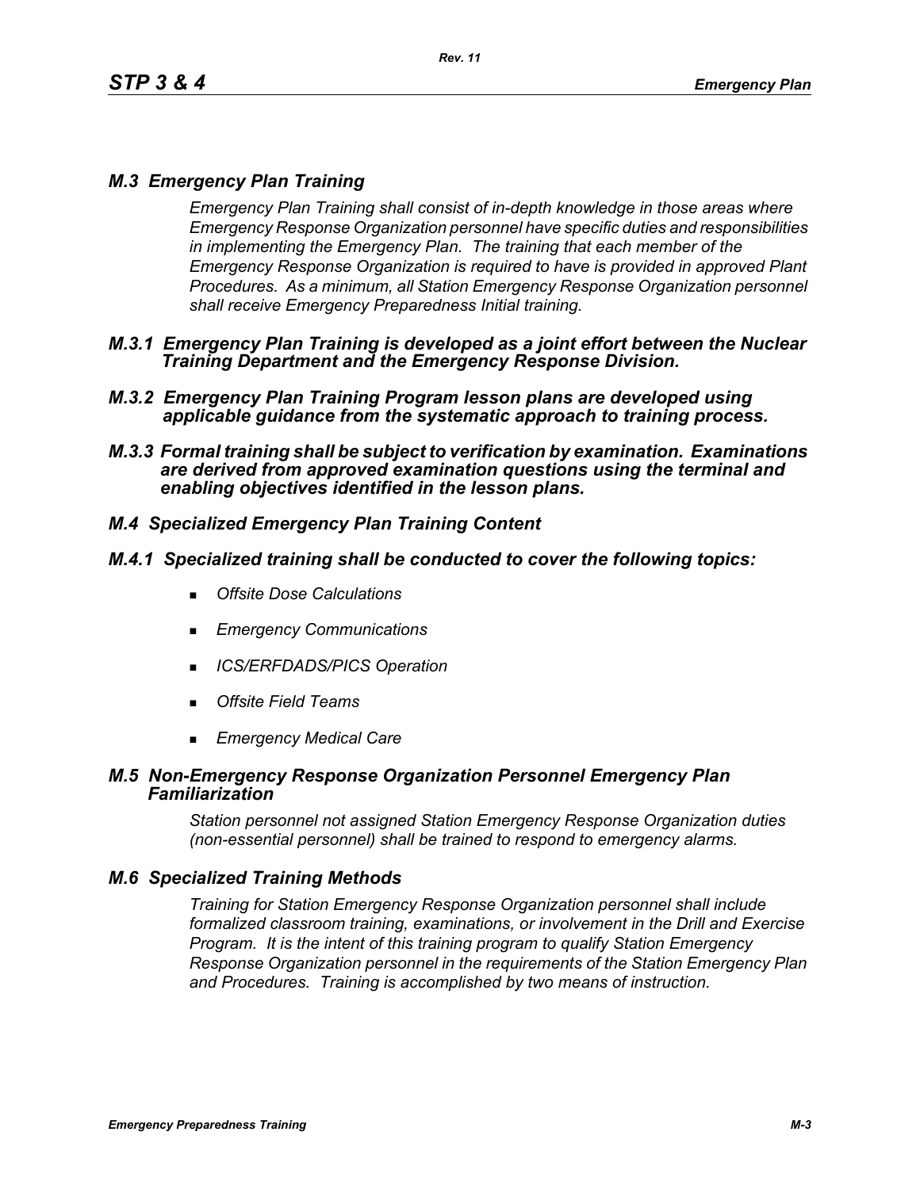## *M.3 Emergency Plan Training*

*Emergency Plan Training shall consist of in-depth knowledge in those areas where Emergency Response Organization personnel have specific duties and responsibilities in implementing the Emergency Plan. The training that each member of the Emergency Response Organization is required to have is provided in approved Plant Procedures. As a minimum, all Station Emergency Response Organization personnel shall receive Emergency Preparedness Initial training.*

### *M.3.1 Emergency Plan Training is developed as a joint effort between the Nuclear Training Department and the Emergency Response Division.*

### *M.3.2 Emergency Plan Training Program lesson plans are developed using applicable guidance from the systematic approach to training process.*

### *M.3.3 Formal training shall be subject to verification by examination. Examinations are derived from approved examination questions using the terminal and enabling objectives identified in the lesson plans.*

## *M.4 Specialized Emergency Plan Training Content*

### *M.4.1 Specialized training shall be conducted to cover the following topics:*

- *Offsite Dose Calculations*
- *Emergency Communications*
- *ICS/ERFDADS/PICS Operation*
- *Offsite Field Teams*
- *Emergency Medical Care*

## *M.5 Non-Emergency Response Organization Personnel Emergency Plan Familiarization*

*Station personnel not assigned Station Emergency Response Organization duties (non-essential personnel) shall be trained to respond to emergency alarms.*

## *M.6 Specialized Training Methods*

*Training for Station Emergency Response Organization personnel shall include formalized classroom training, examinations, or involvement in the Drill and Exercise Program. It is the intent of this training program to qualify Station Emergency Response Organization personnel in the requirements of the Station Emergency Plan and Procedures. Training is accomplished by two means of instruction.*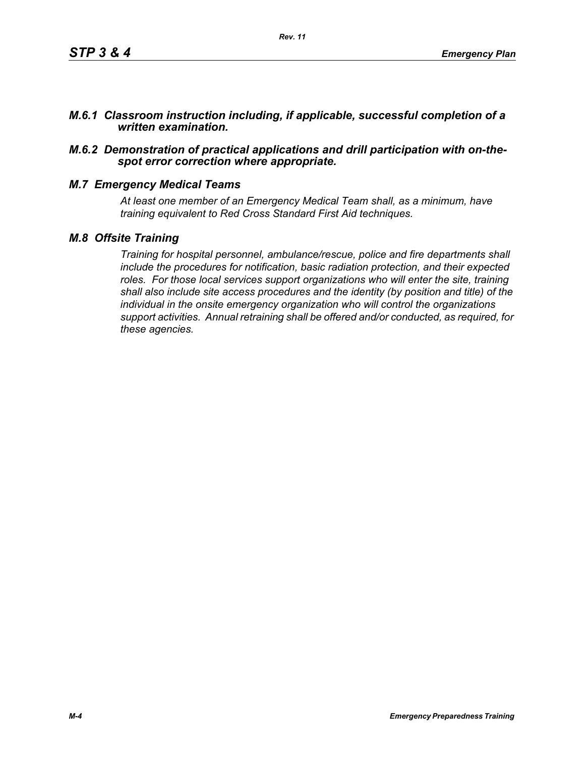### *M.6.1 Classroom instruction including, if applicable, successful completion of a written examination.*

### *M.6.2 Demonstration of practical applications and drill participation with on-the-spot error correction where appropriate.*

## *M.7 Emergency Medical Teams*

*At least one member of an Emergency Medical Team shall, as a minimum, have training equivalent to Red Cross Standard First Aid techniques.*

## *M.8 Offsite Training*

*Training for hospital personnel, ambulance/rescue, police and fire departments shall include the procedures for notification, basic radiation protection, and their expected roles. For those local services support organizations who will enter the site, training shall also include site access procedures and the identity (by position and title) of the individual in the onsite emergency organization who will control the organizations support activities. Annual retraining shall be offered and/or conducted, as required, for these agencies.*